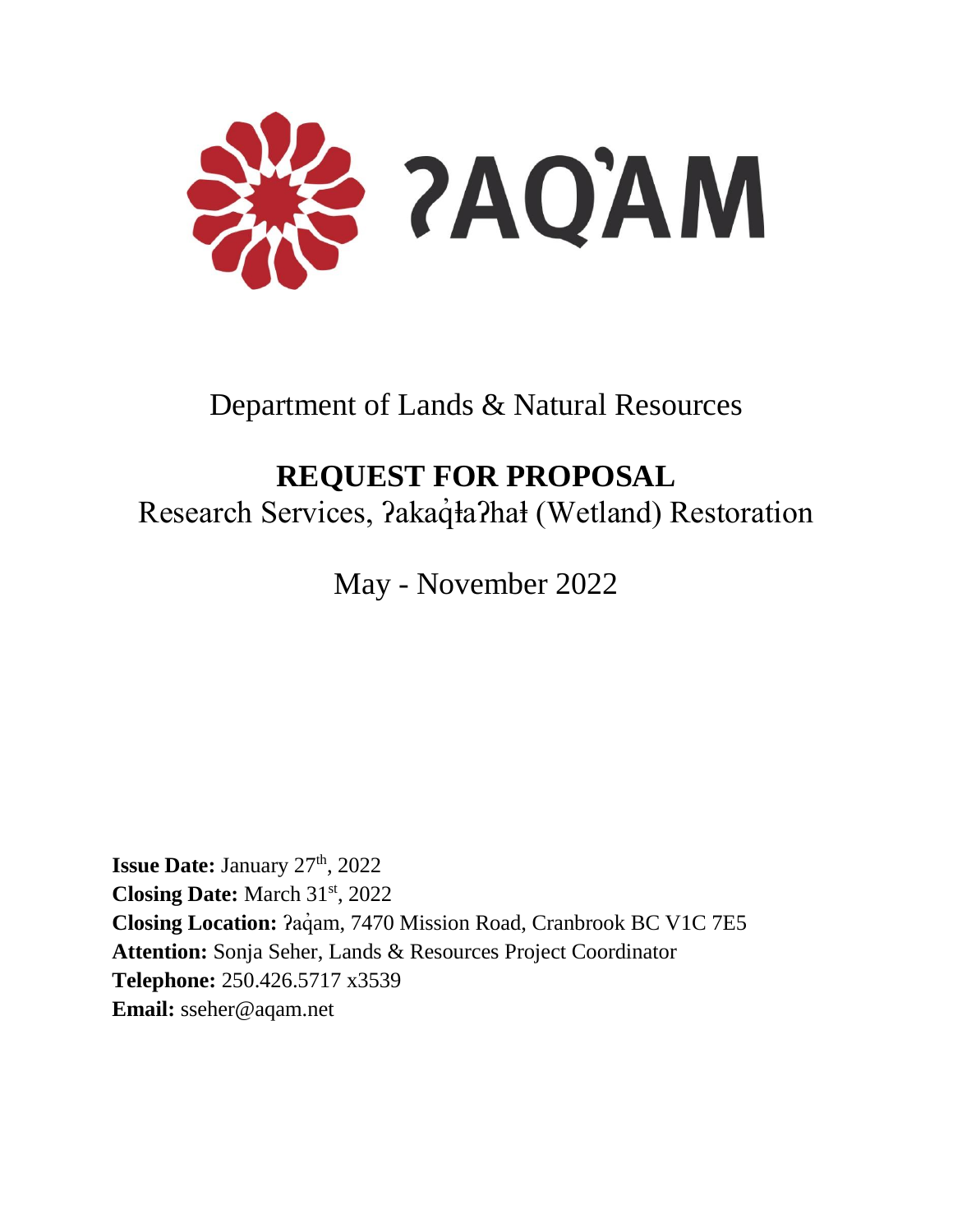ʔAQ̓AM

# Department of Lands & Natural Resources

## REQUEST FOR PROPOSAL

Research Services, ʔakaq̓ⱡaʔhaⱡ (Wetland) Restoration

May - November 2022

**Issue Date:** January 27th, 2022
**Closing Date:** March 31st, 2022
**Closing Location:** ʔaq̓am, 7470 Mission Road, Cranbrook BC V1C 7E5
**Attention:** Sonja Seher, Lands & Resources Project Coordinator
**Telephone:** 250.426.5717 x3539
**Email:** sseher@aqam.net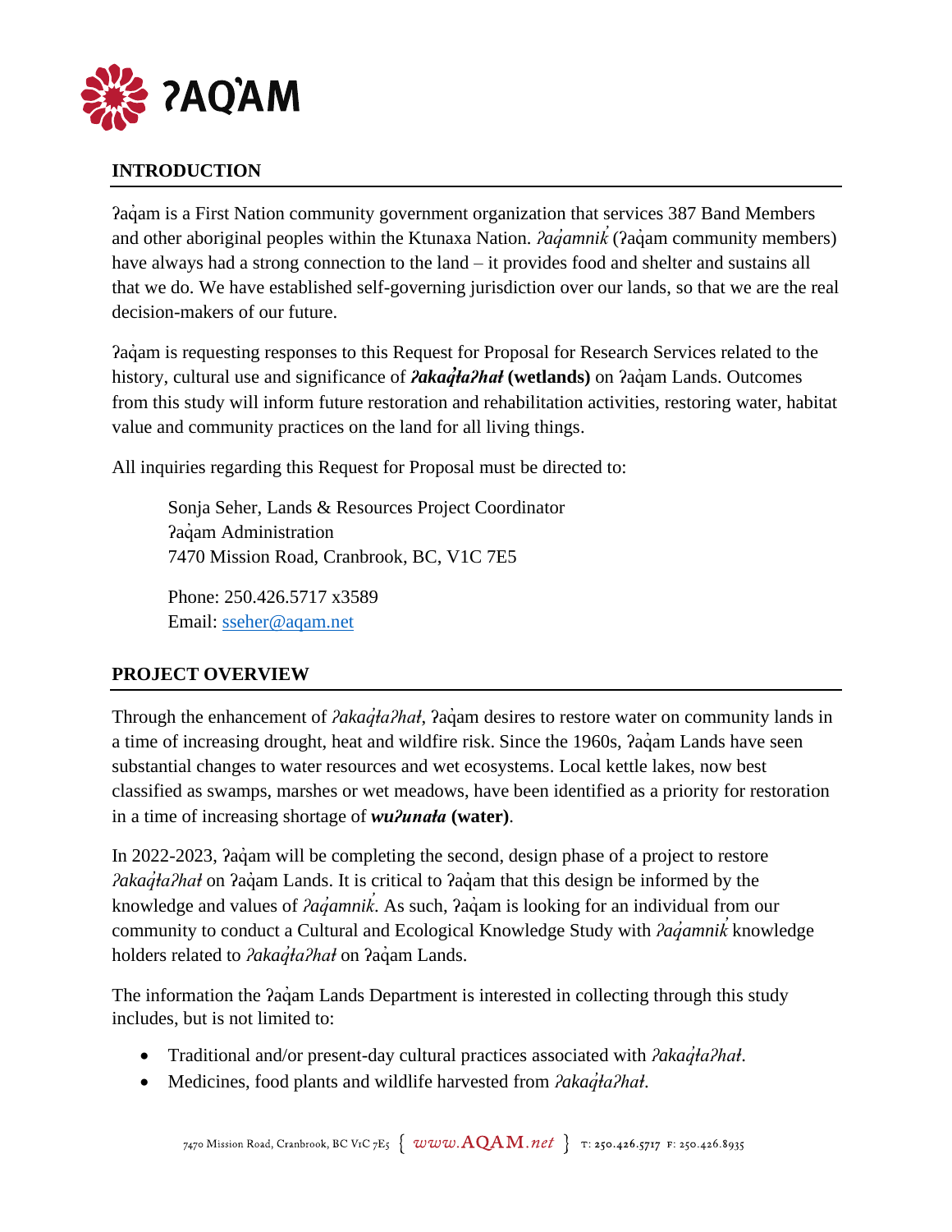## INTRODUCTION

ʔaq̓am is a First Nation community government organization that services 387 Band Members and other aboriginal peoples within the Ktunaxa Nation. *ʔaq̓amnik̓* (ʔaq̓am community members) have always had a strong connection to the land – it provides food and shelter and sustains all that we do. We have established self-governing jurisdiction over our lands, so that we are the real decision-makers of our future.

ʔaq̓am is requesting responses to this Request for Proposal for Research Services related to the history, cultural use and significance of ***ʔakaq̓ⱡaʔhaⱡ*** **(wetlands)** on ʔaq̓am Lands. Outcomes from this study will inform future restoration and rehabilitation activities, restoring water, habitat value and community practices on the land for all living things.

All inquiries regarding this Request for Proposal must be directed to:

> Sonja Seher, Lands & Resources Project Coordinator
> ʔaq̓am Administration
> 7470 Mission Road, Cranbrook, BC, V1C 7E5
>
> Phone: 250.426.5717 x3589
> Email: sseher@aqam.net

## PROJECT OVERVIEW

Through the enhancement of *ʔakaq̓ⱡaʔhaⱡ*, ʔaq̓am desires to restore water on community lands in a time of increasing drought, heat and wildfire risk. Since the 1960s, ʔaq̓am Lands have seen substantial changes to water resources and wet ecosystems. Local kettle lakes, now best classified as swamps, marshes or wet meadows, have been identified as a priority for restoration in a time of increasing shortage of ***wuʔunaⱡa*** **(water)**.

In 2022-2023, ʔaq̓am will be completing the second, design phase of a project to restore *ʔakaq̓ⱡaʔhaⱡ* on ʔaq̓am Lands. It is critical to ʔaq̓am that this design be informed by the knowledge and values of *ʔaq̓amnik̓*. As such, ʔaq̓am is looking for an individual from our community to conduct a Cultural and Ecological Knowledge Study with *ʔaq̓amnik̓* knowledge holders related to *ʔakaq̓ⱡaʔhaⱡ* on ʔaq̓am Lands.

The information the ʔaq̓am Lands Department is interested in collecting through this study includes, but is not limited to:

- Traditional and/or present-day cultural practices associated with *ʔakaq̓ⱡaʔhaⱡ*.
- Medicines, food plants and wildlife harvested from *ʔakaq̓ⱡaʔhaⱡ.*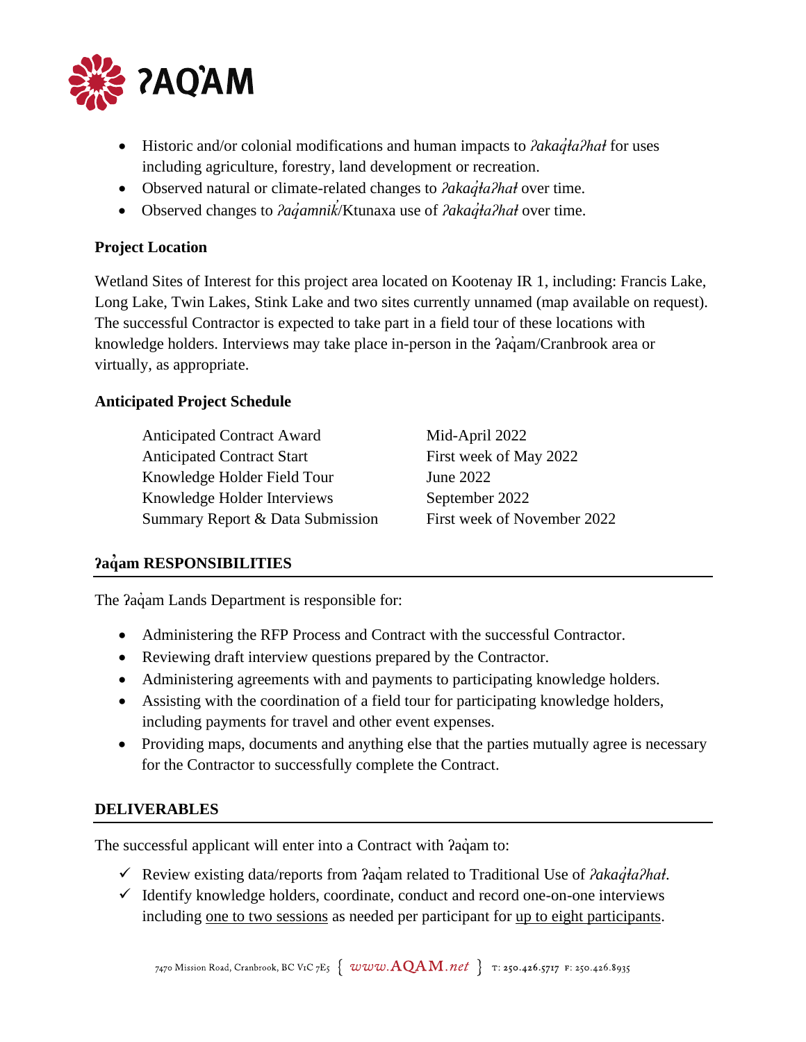- Historic and/or colonial modifications and human impacts to *ʔakaq̓ⱡaʔhaⱡ* for uses including agriculture, forestry, land development or recreation.
- Observed natural or climate-related changes to *ʔakaq̓ⱡaʔhaⱡ* over time.
- Observed changes to *ʔaq̓amnik̓*/Ktunaxa use of *ʔakaq̓ⱡaʔhaⱡ* over time.

**Project Location**

Wetland Sites of Interest for this project area located on Kootenay IR 1, including: Francis Lake, Long Lake, Twin Lakes, Stink Lake and two sites currently unnamed (map available on request). The successful Contractor is expected to take part in a field tour of these locations with knowledge holders. Interviews may take place in-person in the ʔaq̓am/Cranbrook area or virtually, as appropriate.

**Anticipated Project Schedule**

| | |
|---|---|
| Anticipated Contract Award | Mid-April 2022 |
| Anticipated Contract Start | First week of May 2022 |
| Knowledge Holder Field Tour | June 2022 |
| Knowledge Holder Interviews | September 2022 |
| Summary Report & Data Submission | First week of November 2022 |

## ʔaq̓am RESPONSIBILITIES

The ʔaq̓am Lands Department is responsible for:

- Administering the RFP Process and Contract with the successful Contractor.
- Reviewing draft interview questions prepared by the Contractor.
- Administering agreements with and payments to participating knowledge holders.
- Assisting with the coordination of a field tour for participating knowledge holders, including payments for travel and other event expenses.
- Providing maps, documents and anything else that the parties mutually agree is necessary for the Contractor to successfully complete the Contract.

## DELIVERABLES

The successful applicant will enter into a Contract with ʔaq̓am to:

- ✓ Review existing data/reports from ʔaq̓am related to Traditional Use of *ʔakaq̓ⱡaʔhaⱡ.*
- ✓ Identify knowledge holders, coordinate, conduct and record one-on-one interviews including one to two sessions as needed per participant for up to eight participants.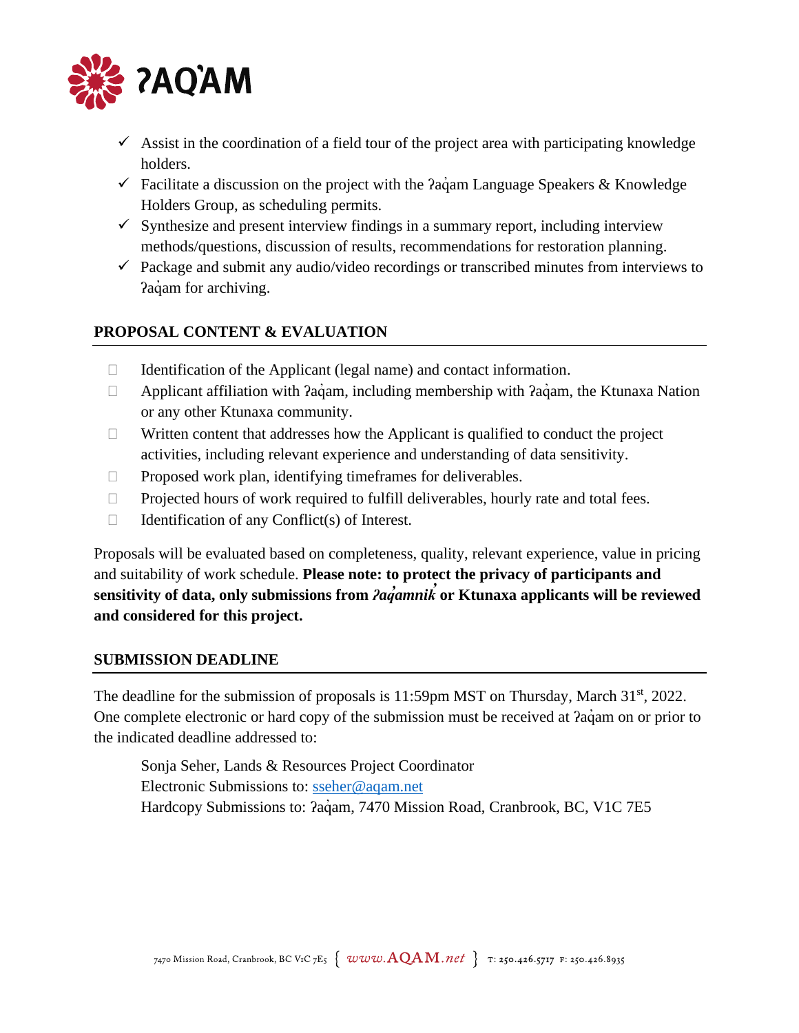- ✓ Assist in the coordination of a field tour of the project area with participating knowledge holders.
- ✓ Facilitate a discussion on the project with the ʔaq̓am Language Speakers & Knowledge Holders Group, as scheduling permits.
- ✓ Synthesize and present interview findings in a summary report, including interview methods/questions, discussion of results, recommendations for restoration planning.
- ✓ Package and submit any audio/video recordings or transcribed minutes from interviews to ʔaq̓am for archiving.

## PROPOSAL CONTENT & EVALUATION

- ☐ Identification of the Applicant (legal name) and contact information.
- ☐ Applicant affiliation with ʔaq̓am, including membership with ʔaq̓am, the Ktunaxa Nation or any other Ktunaxa community.
- ☐ Written content that addresses how the Applicant is qualified to conduct the project activities, including relevant experience and understanding of data sensitivity.
- ☐ Proposed work plan, identifying timeframes for deliverables.
- ☐ Projected hours of work required to fulfill deliverables, hourly rate and total fees.
- ☐ Identification of any Conflict(s) of Interest.

Proposals will be evaluated based on completeness, quality, relevant experience, value in pricing and suitability of work schedule. **Please note: to protect the privacy of participants and sensitivity of data, only submissions from *ʔaq̓amnik̓* or Ktunaxa applicants will be reviewed and considered for this project.**

## SUBMISSION DEADLINE

The deadline for the submission of proposals is 11:59pm MST on Thursday, March 31st, 2022. One complete electronic or hard copy of the submission must be received at ʔaq̓am on or prior to the indicated deadline addressed to:

Sonja Seher, Lands & Resources Project Coordinator
Electronic Submissions to: sseher@aqam.net
Hardcopy Submissions to: ʔaq̓am, 7470 Mission Road, Cranbrook, BC, V1C 7E5